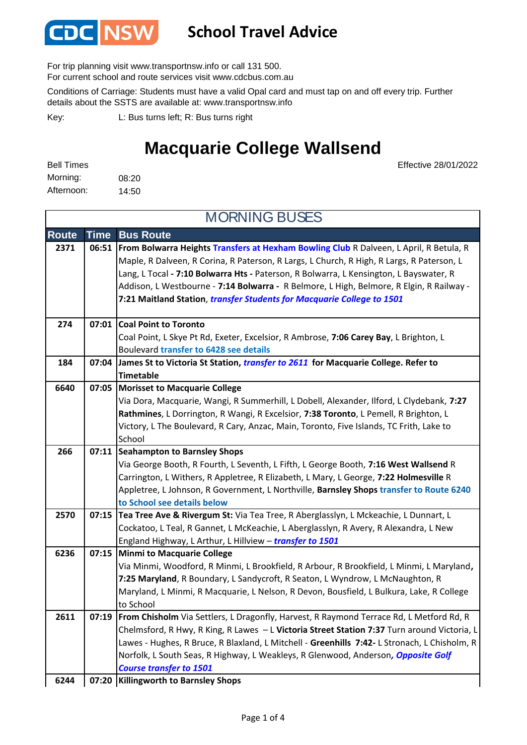# School Travel Advice

For trip planning visit www.transportnsw.info or call 131 500.
For current school and route services visit www.cdcbus.com.au

Conditions of Carriage: Students must have a valid Opal card and must tap on and off every trip. Further details about the SSTS are available at: www.transportnsw.info

Key: L: Bus turns left; R: Bus turns right

# Macquarie College Wallsend

Effective 28/01/2022

Bell Times
Morning: 08:20
Afternoon: 14:50

## MORNING BUSES

| Route | Time | Bus Route |
|---|---|---|
| 2371 | 06:51 | **From Bolwarra Heights** **Transfers at Hexham Bowling Club** R Dalveen, L April, R Betula, R Maple, R Dalveen, R Corina, R Paterson, R Largs, L Church, R High, R Largs, R Paterson, L Lang, L Tocal **- 7:10 Bolwarra Hts -** Paterson, R Bolwarra, L Kensington, L Bayswater, R Addison, L Westbourne - **7:14 Bolwarra -** R Belmore, L High, Belmore, R Elgin, R Railway - **7:21 Maitland Station**, ***transfer Students for Macquarie College to 1501*** |
| 274 | 07:01 | **Coal Point to Toronto** Coal Point, L Skye Pt Rd, Exeter, Excelsior, R Ambrose, **7:06 Carey Bay**, L Brighton, L Boulevard **transfer to 6428 see details** |
| 184 | 07:04 | **James St to Victoria St Station,** ***transfer to 2611*** **for Macquarie College. Refer to Timetable** |
| 6640 | 07:05 | **Morisset to Macquarie College** Via Dora, Macquarie, Wangi, R Summerhill, L Dobell, Alexander, Ilford, L Clydebank, **7:27 Rathmines**, L Dorrington, R Wangi, R Excelsior, **7:38 Toronto**, L Pemell, R Brighton, L Victory, L The Boulevard, R Cary, Anzac, Main, Toronto, Five Islands, TC Frith, Lake to School |
| 266 | 07:11 | **Seahampton to Barnsley Shops** Via George Booth, R Fourth, L Seventh, L Fifth, L George Booth, **7:16 West Wallsend** R Carrington, L Withers, R Appletree, R Elizabeth, L Mary, L George, **7:22 Holmesville** R Appletree, L Johnson, R Government, L Northville, **Barnsley Shops** **transfer to Route 6240 to School see details below** |
| 2570 | 07:15 | **Tea Tree Ave & Rivergum St:** Via Tea Tree, R Aberglasslyn, L Mckeachie, L Dunnart, L Cockatoo, L Teal, R Gannet, L McKeachie, L Aberglasslyn, R Avery, R Alexandra, L New England Highway, L Arthur, L Hillview – ***transfer to 1501*** |
| 6236 | 07:15 | **Minmi to Macquarie College** Via Minmi, Woodford, R Minmi, L Brookfield, R Arbour, R Brookfield, L Minmi, L Maryland, **7:25 Maryland**, R Boundary, L Sandycroft, R Seaton, L Wyndrow, L McNaughton, R Maryland, L Minmi, R Macquarie, L Nelson, R Devon, Bousfield, L Bulkura, Lake, R College to School |
| 2611 | 07:19 | **From Chisholm** Via Settlers, L Dragonfly, Harvest, R Raymond Terrace Rd, L Metford Rd, R Chelmsford, R Hwy, R King, R Lawes – L **Victoria Street Station 7:37** Turn around Victoria, L Lawes - Hughes, R Bruce, R Blaxland, L Mitchell - **Greenhills 7:42-** L Stronach, L Chisholm, R Norfolk, L South Seas, R Highway, L Weakleys, R Glenwood, Anderson***, Opposite Golf Course transfer to 1501*** |
| 6244 | 07:20 | **Killingworth to Barnsley Shops** |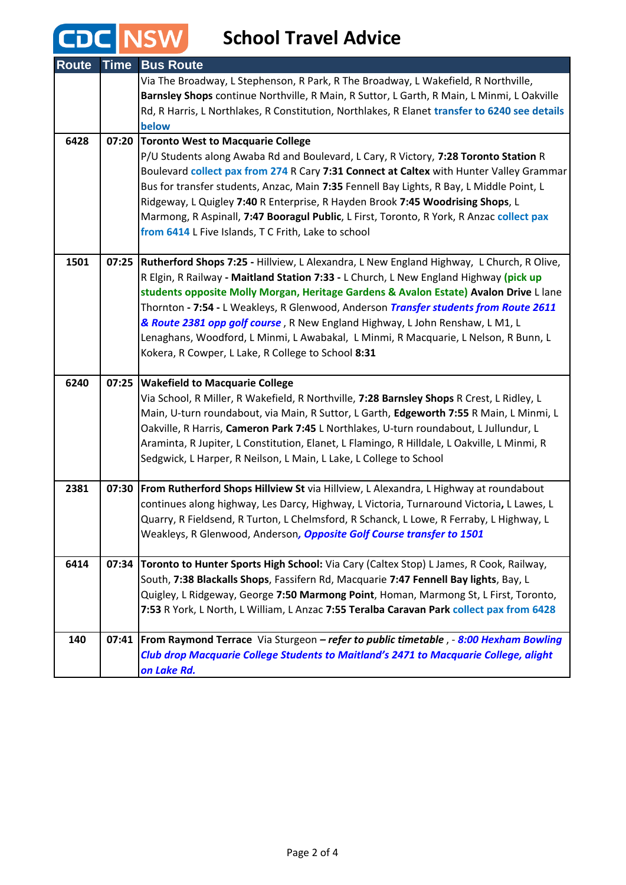# CDC NSW School Travel Advice

| Route | Time | Bus Route |
|---|---|---|
| | | Via The Broadway, L Stephenson, R Park, R The Broadway, L Wakefield, R Northville, **Barnsley Shops** continue Northville, R Main, R Suttor, L Garth, R Main, L Minmi, L Oakville Rd, R Harris, L Northlakes, R Constitution, Northlakes, R Elanet **transfer to 6240 see details below** |
| **6428** | **07:20** | **Toronto West to Macquarie College** P/U Students along Awaba Rd and Boulevard, L Cary, R Victory, **7:28 Toronto Station** R Boulevard **collect pax from 274** R Cary **7:31 Connect at Caltex** with Hunter Valley Grammar Bus for transfer students, Anzac, Main **7:35** Fennell Bay Lights, R Bay, L Middle Point, L Ridgeway, L Quigley **7:40** R Enterprise, R Hayden Brook **7:45 Woodrising Shops**, L Marmong, R Aspinall, **7:47 Booragul Public**, L First, Toronto, R York, R Anzac **collect pax from 6414** L Five Islands, T C Frith, Lake to school |
| **1501** | **07:25** | **Rutherford Shops 7:25 -** Hillview, L Alexandra, L New England Highway, L Church, R Olive, R Elgin, R Railway **- Maitland Station 7:33 -** L Church, L New England Highway **(pick up students opposite Molly Morgan, Heritage Gardens & Avalon Estate)** **Avalon Drive** L lane Thornton **- 7:54 -** L Weakleys, R Glenwood, Anderson ***Transfer students from Route 2611 & Route 2381 opp golf course***, R New England Highway, L John Renshaw, L M1, L Lenaghans, Woodford, L Minmi, L Awabakal, L Minmi, R Macquarie, L Nelson, R Bunn, L Kokera, R Cowper, L Lake, R College to School **8:31** |
| **6240** | **07:25** | **Wakefield to Macquarie College** Via School, R Miller, R Wakefield, R Northville, **7:28 Barnsley Shops** R Crest, L Ridley, L Main, U-turn roundabout, via Main, R Suttor, L Garth, **Edgeworth 7:55** R Main, L Minmi, L Oakville, R Harris, **Cameron Park 7:45** L Northlakes, U-turn roundabout, L Jullundur, L Araminta, R Jupiter, L Constitution, Elanet, L Flamingo, R Hilldale, L Oakville, L Minmi, R Sedgwick, L Harper, R Neilson, L Main, L Lake, L College to School |
| **2381** | **07:30** | **From Rutherford Shops Hillview St** via Hillview, L Alexandra, L Highway at roundabout continues along highway, Les Darcy, Highway, L Victoria, Turnaround Victoria**,** L Lawes, L Quarry, R Fieldsend, R Turton, L Chelmsford, R Schanck, L Lowe, R Ferraby, L Highway, L Weakleys, R Glenwood, Anderson***, Opposite Golf Course transfer to 1501*** |
| **6414** | **07:34** | **Toronto to Hunter Sports High School:** Via Cary (Caltex Stop) L James, R Cook, Railway, South, **7:38 Blackalls Shops**, Fassifern Rd, Macquarie **7:47 Fennell Bay lights**, Bay, L Quigley, L Ridgeway, George **7:50 Marmong Point**, Homan, Marmong St, L First, Toronto, **7:53** R York, L North, L William, L Anzac **7:55 Teralba Caravan Park** **collect pax from 6428** |
| **140** | **07:41** | **From Raymond Terrace** Via Sturgeon ***– refer to public timetable*** , - ***8:00 Hexham Bowling Club drop Macquarie College Students to Maitland's 2471 to Macquarie College, alight on Lake Rd.*** |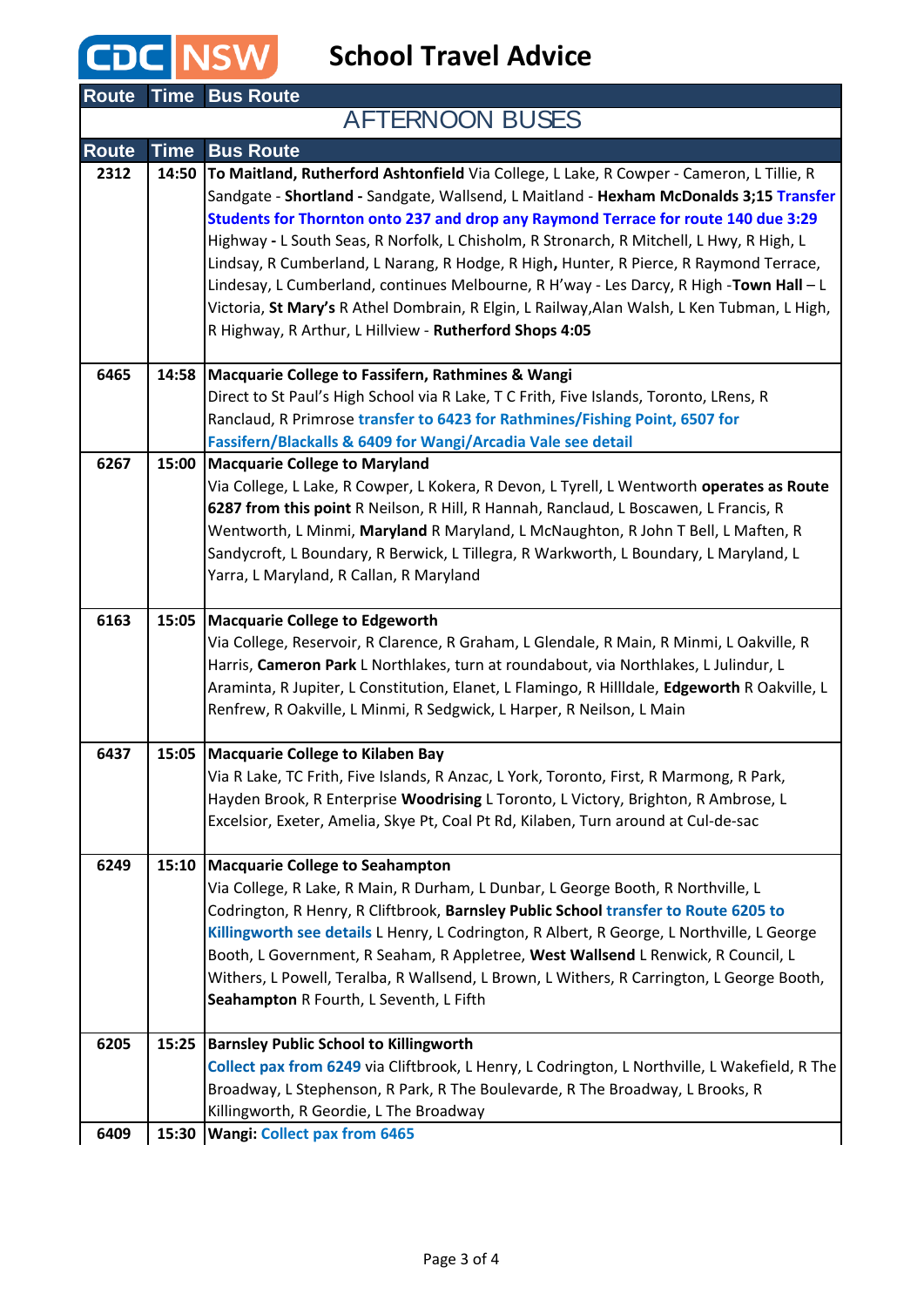# School Travel Advice

| Route | Time | Bus Route |
|---|---|---|
| **AFTERNOON BUSES** | | |
| **2312** | **14:50** | **To Maitland, Rutherford Ashtonfield** Via College, L Lake, R Cowper - Cameron, L Tillie, R Sandgate - **Shortland -** Sandgate, Wallsend, L Maitland - **Hexham McDonalds 3;15** **Transfer Students for Thornton onto 237 and drop any Raymond Terrace for route 140 due 3:29** Highway **-** L South Seas, R Norfolk, L Chisholm, R Stronarch, R Mitchell, L Hwy, R High, L Lindsay, R Cumberland, L Narang, R Hodge, R High**,** Hunter, R Pierce, R Raymond Terrace, Lindesay, L Cumberland, continues Melbourne, R H'way - Les Darcy, R High -**Town Hall** – L Victoria, **St Mary's** R Athel Dombrain, R Elgin, L Railway,Alan Walsh, L Ken Tubman, L High, R Highway, R Arthur, L Hillview - **Rutherford Shops 4:05** |
| **6465** | **14:58** | **Macquarie College to Fassifern, Rathmines & Wangi** Direct to St Paul's High School via R Lake, T C Frith, Five Islands, Toronto, LRens, R Ranclaud, R Primrose **transfer to 6423 for Rathmines/Fishing Point, 6507 for Fassifern/Blackalls & 6409 for Wangi/Arcadia Vale see detail** |
| **6267** | **15:00** | **Macquarie College to Maryland** Via College, L Lake, R Cowper, L Kokera, R Devon, L Tyrell, L Wentworth **operates as Route 6287 from this point** R Neilson, R Hill, R Hannah, Ranclaud, L Boscawen, L Francis, R Wentworth, L Minmi, **Maryland** R Maryland, L McNaughton, R John T Bell, L Maften, R Sandycroft, L Boundary, R Berwick, L Tillegra, R Warkworth, L Boundary, L Maryland, L Yarra, L Maryland, R Callan, R Maryland |
| **6163** | **15:05** | **Macquarie College to Edgeworth** Via College, Reservoir, R Clarence, R Graham, L Glendale, R Main, R Minmi, L Oakville, R Harris, **Cameron Park** L Northlakes, turn at roundabout, via Northlakes, L Julindur, L Araminta, R Jupiter, L Constitution, Elanet, L Flamingo, R Hilldale, **Edgeworth** R Oakville, L Renfrew, R Oakville, L Minmi, R Sedgwick, L Harper, R Neilson, L Main |
| **6437** | **15:05** | **Macquarie College to Kilaben Bay** Via R Lake, TC Frith, Five Islands, R Anzac, L York, Toronto, First, R Marmong, R Park, Hayden Brook, R Enterprise **Woodrising** L Toronto, L Victory, Brighton, R Ambrose, L Excelsior, Exeter, Amelia, Skye Pt, Coal Pt Rd, Kilaben, Turn around at Cul-de-sac |
| **6249** | **15:10** | **Macquarie College to Seahampton** Via College, R Lake, R Main, R Durham, L Dunbar, L George Booth, R Northville, L Codrington, R Henry, R Cliftbrook, **Barnsley Public School** **transfer to Route 6205 to Killingworth see details** L Henry, L Codrington, R Albert, R George, L Northville, L George Booth, L Government, R Seaham, R Appletree, **West Wallsend** L Renwick, R Council, L Withers, L Powell, Teralba, R Wallsend, L Brown, L Withers, R Carrington, L George Booth, **Seahampton** R Fourth, L Seventh, L Fifth |
| **6205** | **15:25** | **Barnsley Public School to Killingworth** **Collect pax from 6249** via Cliftbrook, L Henry, L Codrington, L Northville, L Wakefield, R The Broadway, L Stephenson, R Park, R The Boulevarde, R The Broadway, L Brooks, R Killingworth, R Geordie, L The Broadway |
| **6409** | **15:30** | **Wangi:** **Collect pax from 6465** |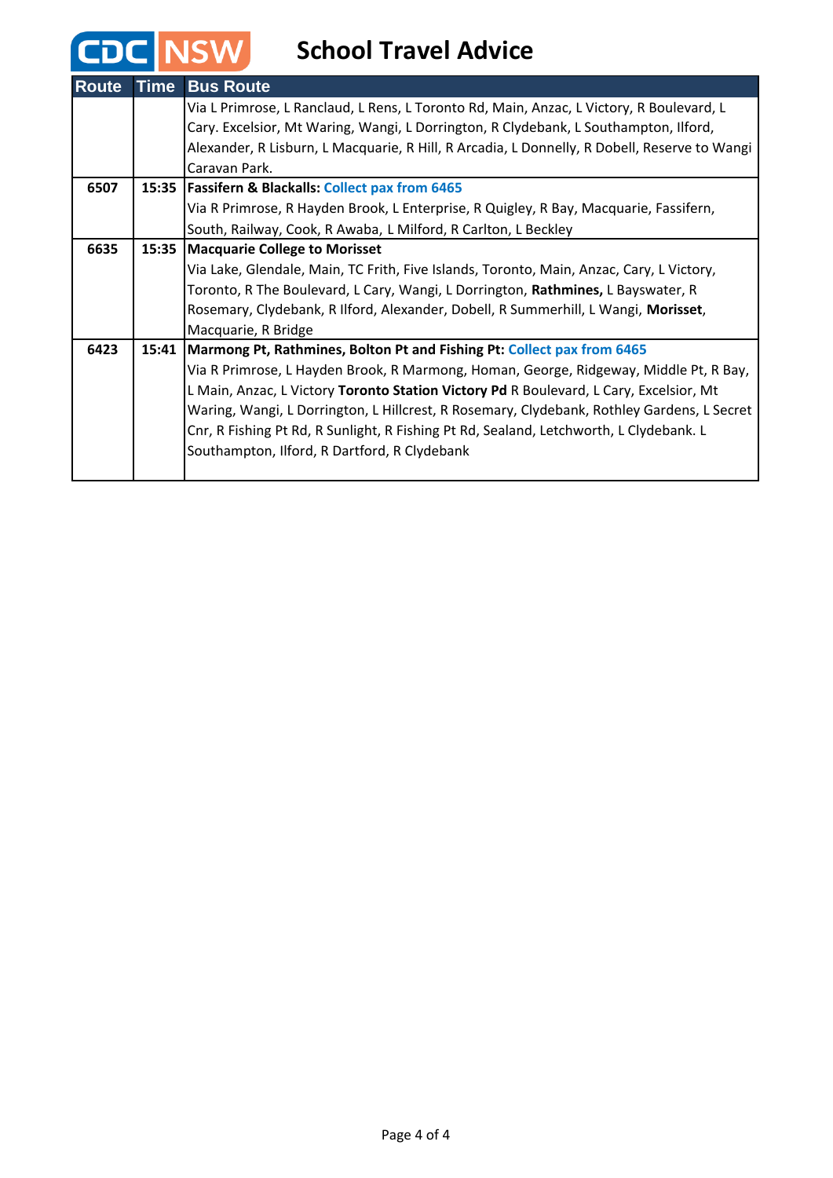# School Travel Advice

| Route | Time | Bus Route |
|---|---|---|
| | | Via L Primrose, L Ranclaud, L Rens, L Toronto Rd, Main, Anzac, L Victory, R Boulevard, L Cary. Excelsior, Mt Waring, Wangi, L Dorrington, R Clydebank, L Southampton, Ilford, Alexander, R Lisburn, L Macquarie, R Hill, R Arcadia, L Donnelly, R Dobell, Reserve to Wangi Caravan Park. |
| 6507 | 15:35 | **Fassifern & Blackalls:** **Collect pax from 6465** Via R Primrose, R Hayden Brook, L Enterprise, R Quigley, R Bay, Macquarie, Fassifern, South, Railway, Cook, R Awaba, L Milford, R Carlton, L Beckley |
| 6635 | 15:35 | **Macquarie College to Morisset** Via Lake, Glendale, Main, TC Frith, Five Islands, Toronto, Main, Anzac, Cary, L Victory, Toronto, R The Boulevard, L Cary, Wangi, L Dorrington, **Rathmines,** L Bayswater, R Rosemary, Clydebank, R Ilford, Alexander, Dobell, R Summerhill, L Wangi, **Morisset**, Macquarie, R Bridge |
| 6423 | 15:41 | **Marmong Pt, Rathmines, Bolton Pt and Fishing Pt:** **Collect pax from 6465** Via R Primrose, L Hayden Brook, R Marmong, Homan, George, Ridgeway, Middle Pt, R Bay, L Main, Anzac, L Victory **Toronto Station Victory Pd** R Boulevard, L Cary, Excelsior, Mt Waring, Wangi, L Dorrington, L Hillcrest, R Rosemary, Clydebank, Rothley Gardens, L Secret Cnr, R Fishing Pt Rd, R Sunlight, R Fishing Pt Rd, Sealand, Letchworth, L Clydebank. L Southampton, Ilford, R Dartford, R Clydebank |